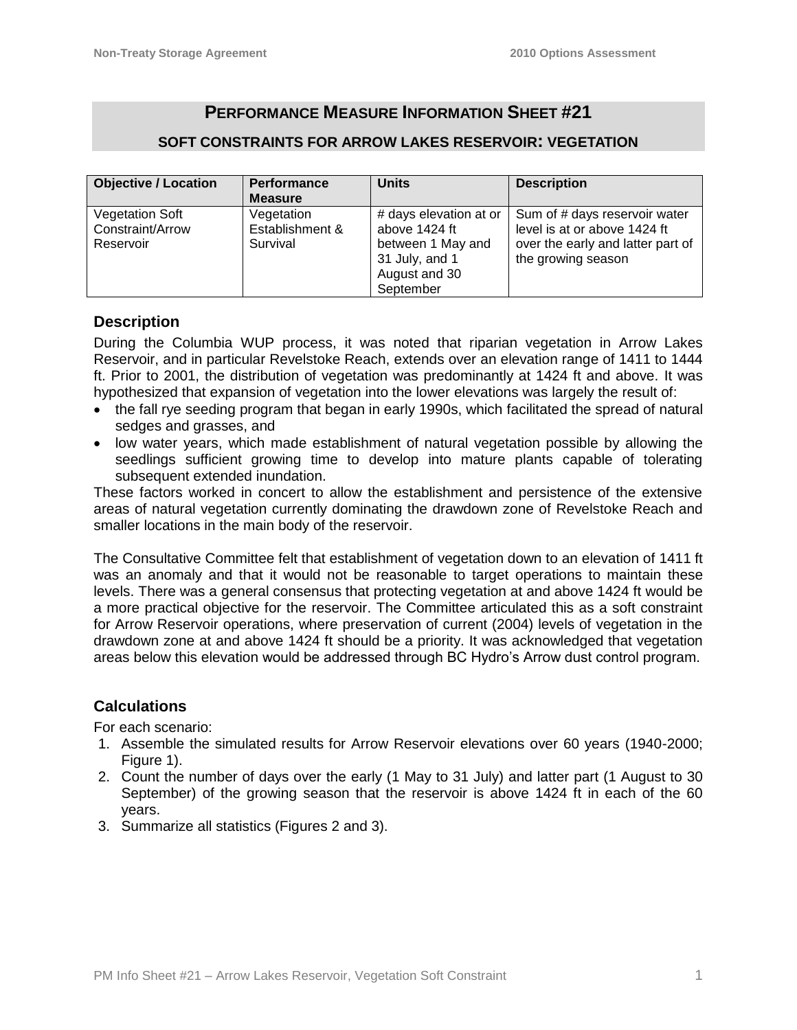# PERFORMANCE MEASURE INFORMATION SHEET #21

## SOFT CONSTRAINTS FOR ARROW LAKES RESERVOIR: VEGETATION

| Objective / Location | Performance Measure | Units | Description |
|---|---|---|---|
| Vegetation Soft Constraint/Arrow Reservoir | Vegetation Establishment & Survival | # days elevation at or above 1424 ft between 1 May and 31 July, and 1 August and 30 September | Sum of # days reservoir water level is at or above 1424 ft over the early and latter part of the growing season |

### Description

During the Columbia WUP process, it was noted that riparian vegetation in Arrow Lakes Reservoir, and in particular Revelstoke Reach, extends over an elevation range of 1411 to 1444 ft. Prior to 2001, the distribution of vegetation was predominantly at 1424 ft and above. It was hypothesized that expansion of vegetation into the lower elevations was largely the result of:

- the fall rye seeding program that began in early 1990s, which facilitated the spread of natural sedges and grasses, and
- low water years, which made establishment of natural vegetation possible by allowing the seedlings sufficient growing time to develop into mature plants capable of tolerating subsequent extended inundation.

These factors worked in concert to allow the establishment and persistence of the extensive areas of natural vegetation currently dominating the drawdown zone of Revelstoke Reach and smaller locations in the main body of the reservoir.

The Consultative Committee felt that establishment of vegetation down to an elevation of 1411 ft was an anomaly and that it would not be reasonable to target operations to maintain these levels. There was a general consensus that protecting vegetation at and above 1424 ft would be a more practical objective for the reservoir. The Committee articulated this as a soft constraint for Arrow Reservoir operations, where preservation of current (2004) levels of vegetation in the drawdown zone at and above 1424 ft should be a priority. It was acknowledged that vegetation areas below this elevation would be addressed through BC Hydro's Arrow dust control program.

### Calculations

For each scenario:

1. Assemble the simulated results for Arrow Reservoir elevations over 60 years (1940-2000; Figure 1).
2. Count the number of days over the early (1 May to 31 July) and latter part (1 August to 30 September) of the growing season that the reservoir is above 1424 ft in each of the 60 years.
3. Summarize all statistics (Figures 2 and 3).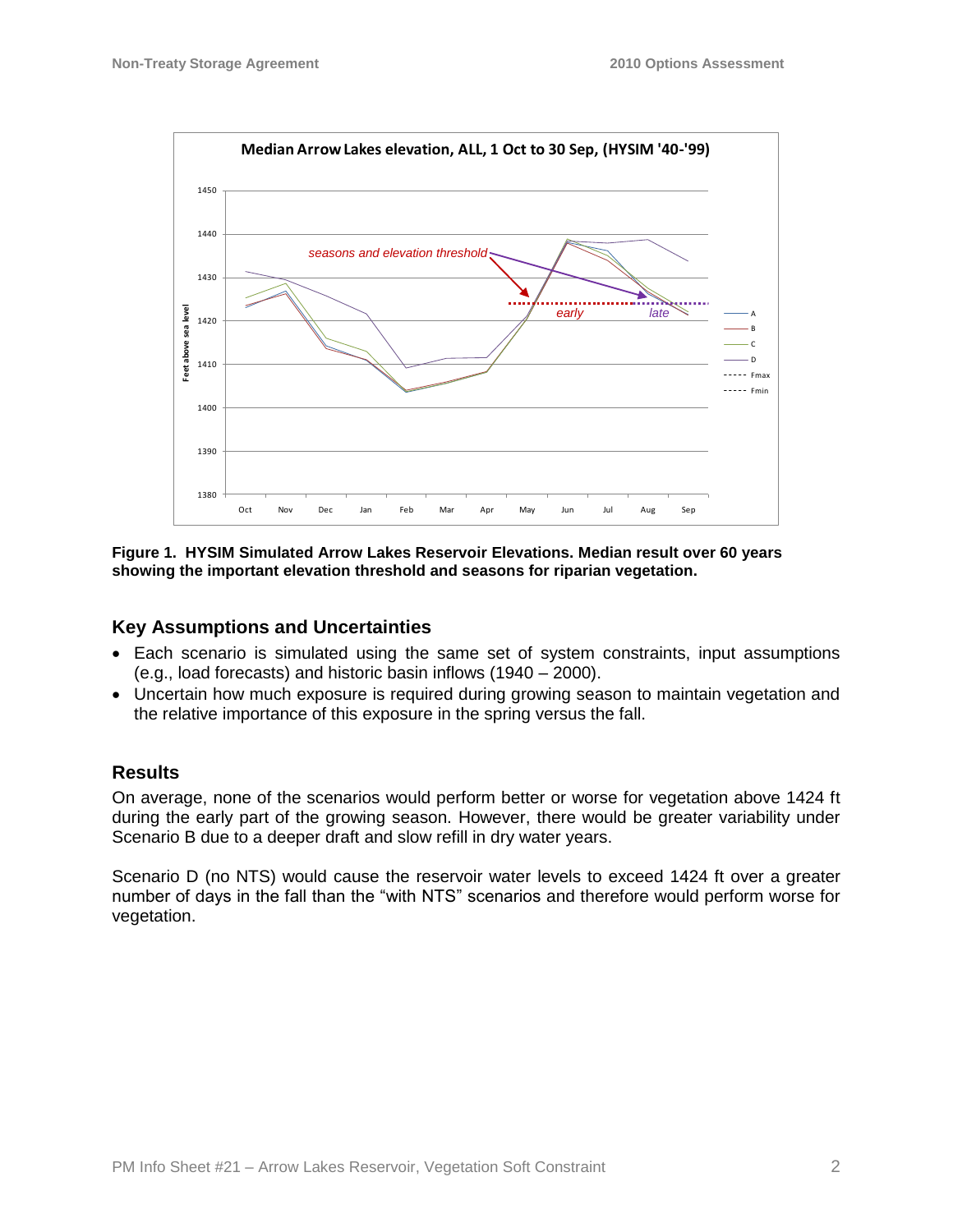**Figure 1. HYSIM Simulated Arrow Lakes Reservoir Elevations. Median result over 60 years showing the important elevation threshold and seasons for riparian vegetation.**

## Key Assumptions and Uncertainties

- Each scenario is simulated using the same set of system constraints, input assumptions (e.g., load forecasts) and historic basin inflows (1940 – 2000).
- Uncertain how much exposure is required during growing season to maintain vegetation and the relative importance of this exposure in the spring versus the fall.

## Results

On average, none of the scenarios would perform better or worse for vegetation above 1424 ft during the early part of the growing season. However, there would be greater variability under Scenario B due to a deeper draft and slow refill in dry water years.

Scenario D (no NTS) would cause the reservoir water levels to exceed 1424 ft over a greater number of days in the fall than the "with NTS" scenarios and therefore would perform worse for vegetation.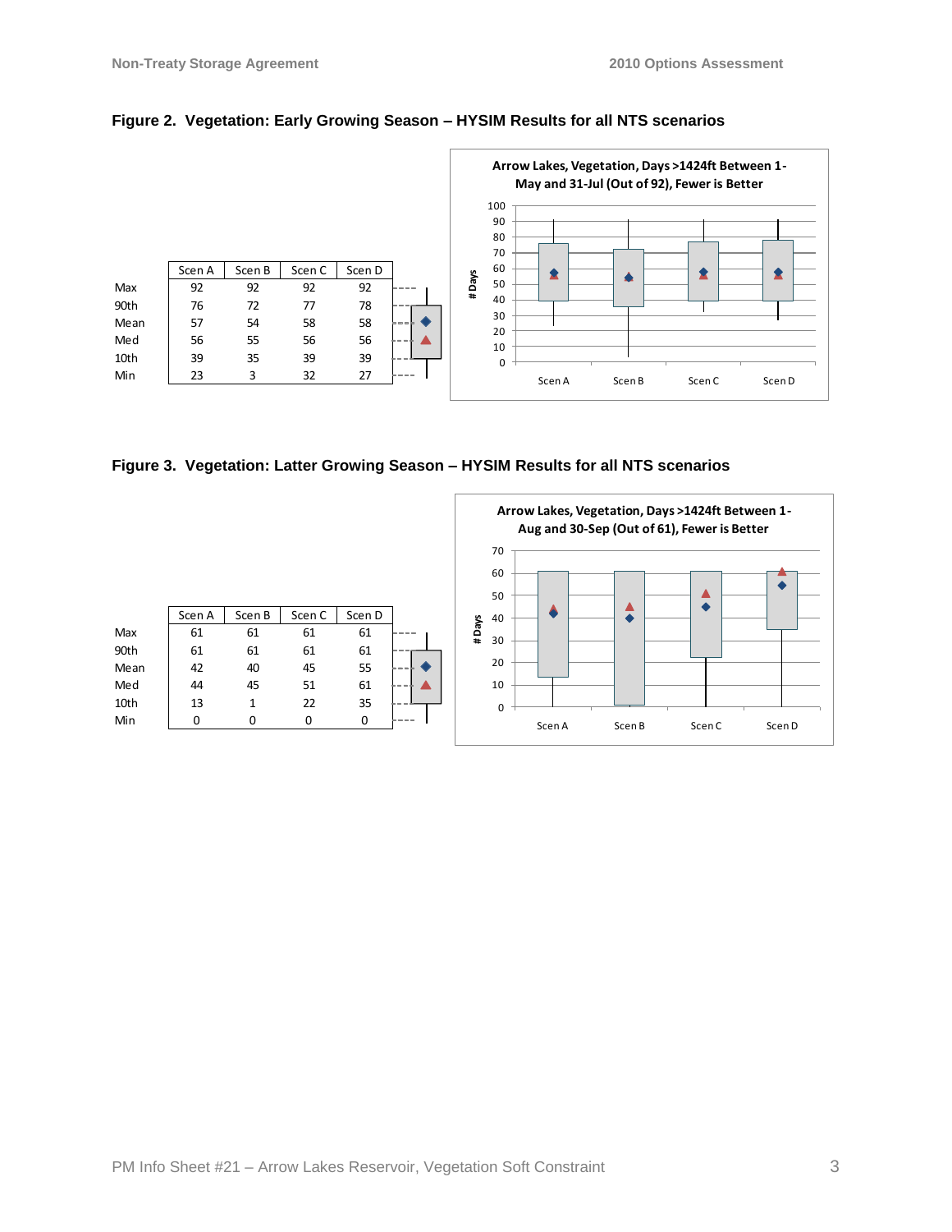**Figure 2. Vegetation: Early Growing Season – HYSIM Results for all NTS scenarios**

| | Scen A | Scen B | Scen C | Scen D |
|---|---|---|---|---|
| Max | 92 | 92 | 92 | 92 |
| 90th | 76 | 72 | 77 | 78 |
| Mean | 57 | 54 | 58 | 58 |
| Med | 56 | 55 | 56 | 56 |
| 10th | 39 | 35 | 39 | 39 |
| Min | 23 | 3 | 32 | 27 |

Arrow Lakes, Vegetation, Days >1424ft Between 1-May and 31-Jul (Out of 92), Fewer is Better

# Days

100
90
80
70
60
50
40
30
20
10
0

Scen A
Scen B
Scen C
Scen D

**Figure 3. Vegetation: Latter Growing Season – HYSIM Results for all NTS scenarios**

| | Scen A | Scen B | Scen C | Scen D |
|---|---|---|---|---|
| Max | 61 | 61 | 61 | 61 |
| 90th | 61 | 61 | 61 | 61 |
| Mean | 42 | 40 | 45 | 55 |
| Med | 44 | 45 | 51 | 61 |
| 10th | 13 | 1 | 22 | 35 |
| Min | 0 | 0 | 0 | 0 |

Arrow Lakes, Vegetation, Days >1424ft Between 1-Aug and 30-Sep (Out of 61), Fewer is Better

# Days

70
60
50
40
30
20
10
0

Scen A
Scen B
Scen C
Scen D